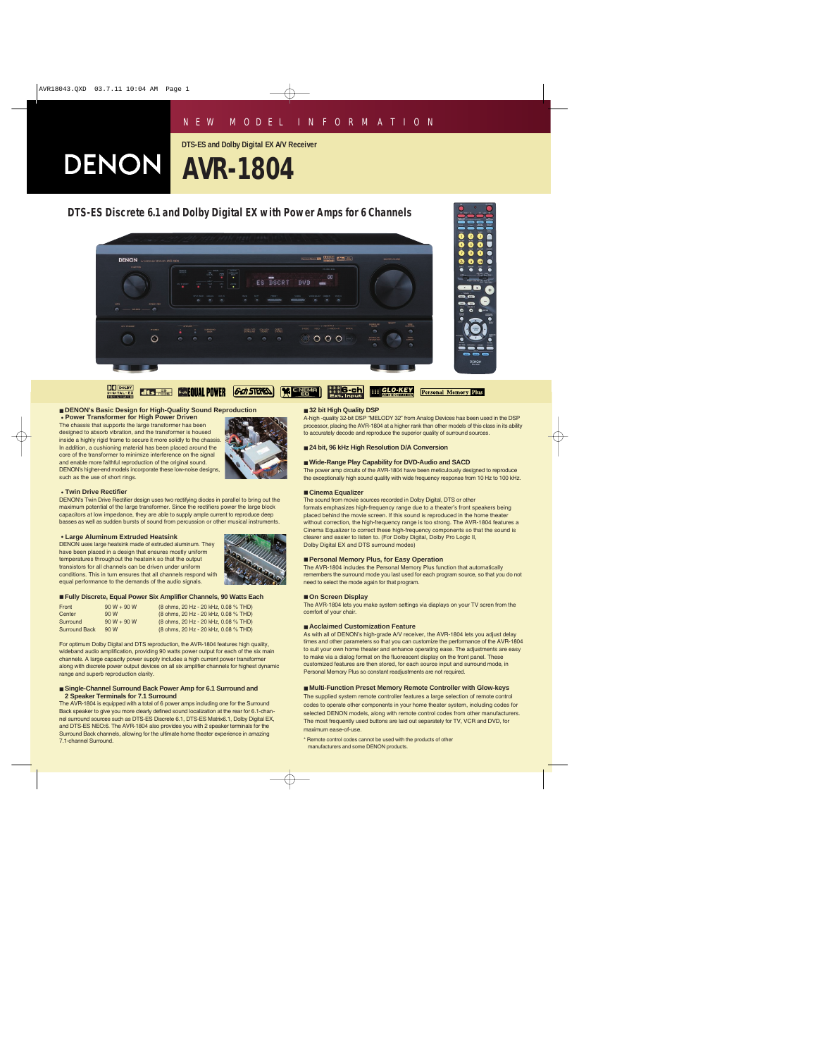NEW MODEL INFORMATION

DTS-ES and Dolby Digital EX A/V Receiver

# DENON AVR-1804

## DTS-ES Discrete 6.1 and Dolby Digital EX with Power Amps for 6 Channels

### DENON's Basic Design for High-Quality Sound Reproduction

**• Power Transformer for High Power Driven**

The chassis that supports the large transformer has been designed to absorb vibration, and the transformer is housed inside a highly rigid frame to secure it more solidly to the chassis. In addition, a cushioning material has been placed around the core of the transformer to minimize interference on the signal and enable more faithful reproduction of the original sound. DENON's higher-end models incorporate these low-noise designs, such as the use of short rings.

**• Twin Drive Rectifier**

DENON's Twin Drive Rectifier design uses two rectifying diodes in parallel to bring out the maximum potential of the large transformer. Since the rectifiers power the large block capacitors at low impedance, they are able to supply ample current to reproduce deep basses as well as sudden bursts of sound from percussion or other musical instruments.

**• Large Aluminum Extruded Heatsink**

DENON uses large heatsink made of extruded aluminum. They have been placed in a design that ensures mostly uniform temperatures throughout the heatsink so that the output transistors for all channels can be driven under uniform conditions. This in turn ensures that all channels respond with equal performance to the demands of the audio signals.

### Fully Discrete, Equal Power Six Amplifier Channels, 90 Watts Each

| | | |
|---|---|---|
| Front | 90 W + 90 W | (8 ohms, 20 Hz - 20 kHz, 0.08 % THD) |
| Center | 90 W | (8 ohms, 20 Hz - 20 kHz, 0.08 % THD) |
| Surround | 90 W + 90 W | (8 ohms, 20 Hz - 20 kHz, 0.08 % THD) |
| Surround Back | 90 W | (8 ohms, 20 Hz - 20 kHz, 0.08 % THD) |

For optimum Dolby Digital and DTS reproduction, the AVR-1804 features high quality, wideband audio amplification, providing 90 watts power output for each of the six main channels. A large capacity power supply includes a high current power transformer along with discrete power output devices on all six amplifier channels for highest dynamic range and superb reproduction clarity.

### Single-Channel Surround Back Power Amp for 6.1 Surround and 2 Speaker Terminals for 7.1 Surround

The AVR-1804 is equipped with a total of 6 power amps including one for the Surround Back speaker to give you more clearly defined sound localization at the rear for 6.1-channel surround sources such as DTS-ES Discrete 6.1, DTS-ES Matrix6.1, Dolby Digital EX, and DTS-ES NEO:6. The AVR-1804 also provides you with 2 speaker terminals for the Surround Back channels, allowing for the ultimate home theater experience in amazing 7.1-channel Surround.

### 32 bit High Quality DSP

A-high -quality 32-bit DSP "MELODY 32" from Analog Devices has been used in the DSP processor, placing the AVR-1804 at a higher rank than other models of this class in its ability to accurately decode and reproduce the superior quality of surround sources.

### 24 bit, 96 kHz High Resolution D/A Conversion

### Wide-Range Play Capability for DVD-Audio and SACD

The power amp circuits of the AVR-1804 have been meticulously designed to reproduce the exceptionally high sound quality with wide frequency response from 10 Hz to 100 kHz.

### Cinema Equalizer

The sound from movie sources recorded in Dolby Digital, DTS or other formats emphasizes high-frequency range due to a theater's front speakers being placed behind the movie screen. If this sound is reproduced in the home theater without correction, the high-frequency range is too strong. The AVR-1804 features a Cinema Equalizer to correct these high-frequency components so that the sound is clearer and easier to listen to. (For Dolby Digital, Dolby Pro Logic II, Dolby Digital EX and DTS surround modes)

### Personal Memory Plus, for Easy Operation

The AVR-1804 includes the Personal Memory Plus function that automatically remembers the surround mode you last used for each program source, so that you do not need to select the mode again for that program.

### On Screen Display

The AVR-1804 lets you make system settings via diaplays on your TV screen from the comfort of your chair.

### Acclaimed Customization Feature

As with all of DENON's high-grade A/V receiver, the AVR-1804 lets you adjust delay times and other parameters so that you can customize the performance of the AVR-1804 to suit your own home theater and enhance operating ease. The adjustments are easy to make via a dialog format on the fluorescent display on the front panel. These customized features are then stored, for each source input and surround mode, in Personal Memory Plus so constant readjustments are not required.

### Multi-Function Preset Memory Remote Controller with Glow-keys

The supplied system remote controller features a large selection of remote control codes to operate other components in your home theater system, including codes for selected DENON models, along with remote control codes from other manufacturers. The most frequently used buttons are laid out separately for TV, VCR and DVD, for maximum ease-of-use.

\* Remote control codes cannot be used with the products of other manufacturers and some DENON products.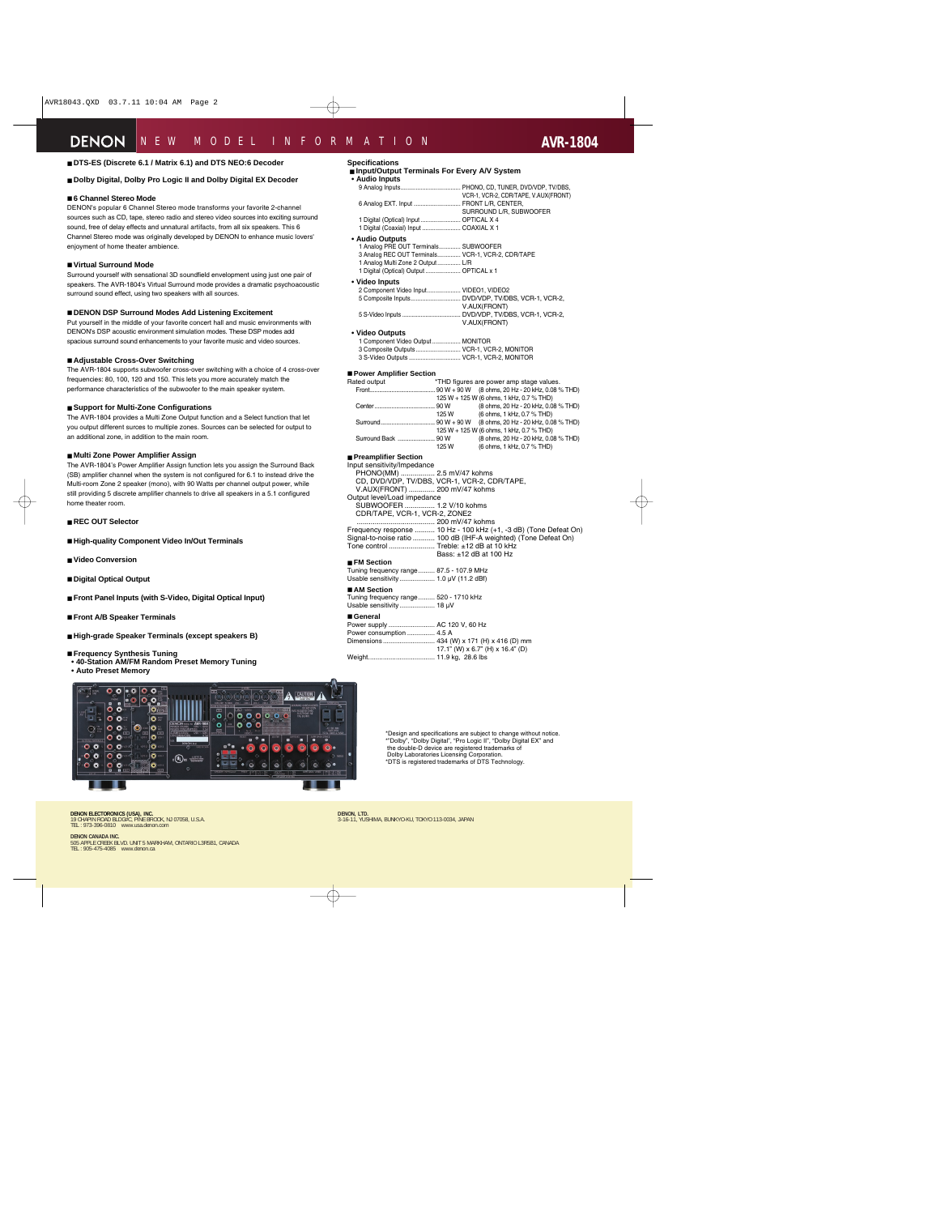# DENON NEW MODEL INFORMATION — AVR-1804

## ■ DTS-ES (Discrete 6.1 / Matrix 6.1) and DTS NEO:6 Decoder

## ■ Dolby Digital, Dolby Pro Logic II and Dolby Digital EX Decoder

## ■ 6 Channel Stereo Mode

DENON's popular 6 Channel Stereo mode transforms your favorite 2-channel sources such as CD, tape, stereo radio and stereo video sources into exciting surround sound, free of delay effects and unnatural artifacts, from all six speakers. This 6 Channel Stereo mode was originally developed by DENON to enhance music lovers' enjoyment of home theater ambience.

## ■ Virtual Surround Mode

Surround yourself with sensational 3D soundfield envelopment using just one pair of speakers. The AVR-1804's Virtual Surround mode provides a dramatic psychoacoustic surround sound effect, using two speakers with all sources.

## ■ DENON DSP Surround Modes Add Listening Excitement

Put yourself in the middle of your favorite concert hall and music environments with DENON's DSP acoustic environment simulation modes. These DSP modes add spacious surround sound enhancements to your favorite music and video sources.

## ■ Adjustable Cross-Over Switching

The AVR-1804 supports subwoofer cross-over switching with a choice of 4 cross-over frequencies: 80, 100, 120 and 150. This lets you more accurately match the performance characteristics of the subwoofer to the main speaker system.

## ■ Support for Multi-Zone Configurations

The AVR-1804 provides a Multi Zone Output function and a Select function that let you output different surces to multiple zones. Sources can be selected for output to an additional zone, in addition to the main room.

## ■ Multi Zone Power Amplifier Assign

The AVR-1804's Power Amplifier Assign function lets you assign the Surround Back (SB) amplifier channel when the system is not configured for 6.1 to instead drive the Multi-room Zone 2 speaker (mono), with 90 Watts per channel output power, while still providing 5 discrete amplifier channels to drive all speakers in a 5.1 configured home theater room.

## ■ REC OUT Selector

## ■ High-quality Component Video In/Out Terminals

## ■ Video Conversion

## ■ Digital Optical Output

## ■ Front Panel Inputs (with S-Video, Digital Optical Input)

## ■ Front A/B Speaker Terminals

## ■ High-grade Speaker Terminals (except speakers B)

## ■ Frequency Synthesis Tuning

- **40-Station AM/FM Random Preset Memory Tuning**
- **Auto Preset Memory**

## Specifications

### ■ Input/Output Terminals For Every A/V System

**• Audio Inputs**

- 9 Analog Inputs .......... PHONO, CD, TUNER, DVD/VDP, TV/DBS, VCR-1, VCR-2, CDR/TAPE, V.AUX(FRONT)
- 6 Analog EXT. Input .......... FRONT L/R, CENTER, SURROUND L/R, SUBWOOFER
- 1 Digital (Optical) Input .......... OPTICAL X 4
- 1 Digital (Coaxial) Input .......... COAXIAL X 1

**• Audio Outputs**

- 1 Analog PRE OUT Terminals .......... SUBWOOFER
- 3 Analog REC OUT Terminals .......... VCR-1, VCR-2, CDR/TAPE
- 1 Analog Multi Zone 2 Output .......... L/R
- 1 Digital (Optical) Output .......... OPTICAL x 1

**• Video Inputs**

- 2 Component Video Input .......... VIDEO1, VIDEO2
- 5 Composite Inputs .......... DVD/VDP, TV/DBS, VCR-1, VCR-2, V.AUX(FRONT)
- 5 S-Video Inputs .......... DVD/VDP, TV/DBS, VCR-1, VCR-2, V.AUX(FRONT)

**• Video Outputs**

- 1 Component Video Output .......... MONITOR
- 3 Composite Outputs .......... VCR-1, VCR-2, MONITOR
- 3 S-Video Outputs .......... VCR-1, VCR-2, MONITOR

### ■ Power Amplifier Section

Rated output — *THD figures are power amp stage values.

| Channel | Output | Conditions |
|---|---|---|
| Front | 90 W + 90 W | (8 ohms, 20 Hz - 20 kHz, 0.08 % THD) |
| | 125 W + 125 W | (6 ohms, 1 kHz, 0.7 % THD) |
| Center | 90 W | (8 ohms, 20 Hz - 20 kHz, 0.08 % THD) |
| | 125 W | (6 ohms, 1 kHz, 0.7 % THD) |
| Surround | 90 W + 90 W | (8 ohms, 20 Hz - 20 kHz, 0.08 % THD) |
| | 125 W + 125 W | (6 ohms, 1 kHz, 0.7 % THD) |
| Surround Back | 90 W | (8 ohms, 20 Hz - 20 kHz, 0.08 % THD) |
| | 125 W | (6 ohms, 1 kHz, 0.7 % THD) |

### ■ Preamplifier Section

Input sensitivity/Impedance
- PHONO(MM) .......... 2.5 mV/47 kohms
- CD, DVD/VDP, TV/DBS, VCR-1, VCR-2, CDR/TAPE, V.AUX(FRONT) .......... 200 mV/47 kohms

Output level/Load impedance
- SUBWOOFER .......... 1.2 V/10 kohms
- CDR/TAPE, VCR-1, VCR-2, ZONE2 .......... 200 mV/47 kohms

Frequency response .......... 10 Hz - 100 kHz (+1, -3 dB) (Tone Defeat On)
Signal-to-noise ratio .......... 100 dB (IHF-A weighted) (Tone Defeat On)
Tone control .......... Treble: ±12 dB at 10 kHz
Bass: ±12 dB at 100 Hz

### ■ FM Section

Tuning frequency range .......... 87.5 - 107.9 MHz
Usable sensitivity .......... 1.0 μV (11.2 dBf)

### ■ AM Section

Tuning frequency range .......... 520 - 1710 kHz
Usable sensitivity .......... 18 μV

### ■ General

Power supply .......... AC 120 V, 60 Hz
Power consumption .......... 4.5 A
Dimensions .......... 434 (W) x 171 (H) x 416 (D) mm
17.1" (W) x 6.7" (H) x 16.4" (D)
Weight .......... 11.9 kg, 28.6 lbs

*Design and specifications are subject to change without notice.
*"Dolby", "Dolby Digital", "Pro Logic II", "Dolby Digital EX" and the double-D device are registered trademarks of Dolby Laboratories Licensing Corporation.
*DTS is registered trademarks of DTS Technology.

**DENON ELECTRONICS (USA), INC.**
19 CHAPIN ROAD BLDG/C, PINE BROOK, NJ 07058, U.S.A.
TEL : 973-396-0810 www.usa.denon.com

**DENON CANADA INC.**
505 APPLE CREEK BLVD. UNIT 5 MARKHAM, ONTARIO L3R5B1, CANADA
TEL : 905-475-4085 www.denon.ca

**DENON, LTD.**
3-16-11, YUSHIMA, BUNKYO-KU, TOKYO 113-0034, JAPAN